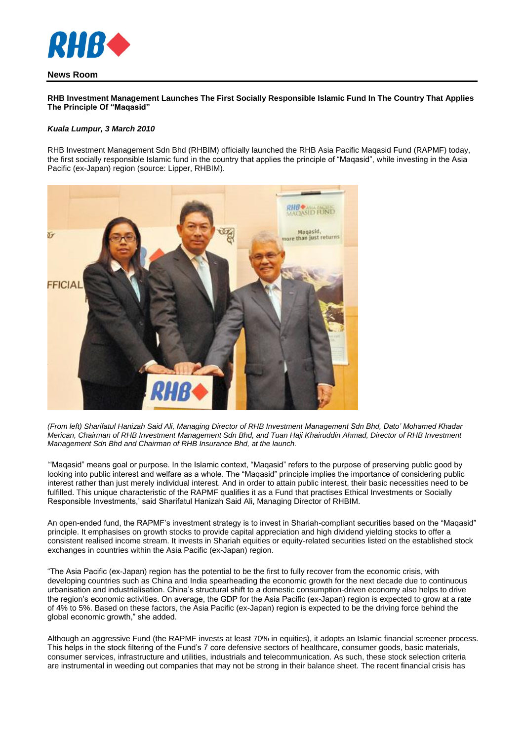## News Room

**RHB Investment Management Launches The First Socially Responsible Islamic Fund In The Country That Applies The Principle Of "Maqasid"**

***Kuala Lumpur, 3 March 2010***

RHB Investment Management Sdn Bhd (RHBIM) officially launched the RHB Asia Pacific Maqasid Fund (RAPMF) today, the first socially responsible Islamic fund in the country that applies the principle of "Maqasid", while investing in the Asia Pacific (ex-Japan) region (source: Lipper, RHBIM).

*(From left) Sharifatul Hanizah Said Ali, Managing Director of RHB Investment Management Sdn Bhd, Dato' Mohamed Khadar Merican, Chairman of RHB Investment Management Sdn Bhd, and Tuan Haji Khairuddin Ahmad, Director of RHB Investment Management Sdn Bhd and Chairman of RHB Insurance Bhd, at the launch.*

'"Maqasid" means goal or purpose. In the Islamic context, "Maqasid" refers to the purpose of preserving public good by looking into public interest and welfare as a whole. The "Maqasid" principle implies the importance of considering public interest rather than just merely individual interest. And in order to attain public interest, their basic necessities need to be fulfilled. This unique characteristic of the RAPMF qualifies it as a Fund that practises Ethical Investments or Socially Responsible Investments,' said Sharifatul Hanizah Said Ali, Managing Director of RHBIM.

An open-ended fund, the RAPMF's investment strategy is to invest in Shariah-compliant securities based on the "Maqasid" principle. It emphasises on growth stocks to provide capital appreciation and high dividend yielding stocks to offer a consistent realised income stream. It invests in Shariah equities or equity-related securities listed on the established stock exchanges in countries within the Asia Pacific (ex-Japan) region.

"The Asia Pacific (ex-Japan) region has the potential to be the first to fully recover from the economic crisis, with developing countries such as China and India spearheading the economic growth for the next decade due to continuous urbanisation and industrialisation. China's structural shift to a domestic consumption-driven economy also helps to drive the region's economic activities. On average, the GDP for the Asia Pacific (ex-Japan) region is expected to grow at a rate of 4% to 5%. Based on these factors, the Asia Pacific (ex-Japan) region is expected to be the driving force behind the global economic growth," she added.

Although an aggressive Fund (the RAPMF invests at least 70% in equities), it adopts an Islamic financial screener process. This helps in the stock filtering of the Fund's 7 core defensive sectors of healthcare, consumer goods, basic materials, consumer services, infrastructure and utilities, industrials and telecommunication. As such, these stock selection criteria are instrumental in weeding out companies that may not be strong in their balance sheet. The recent financial crisis has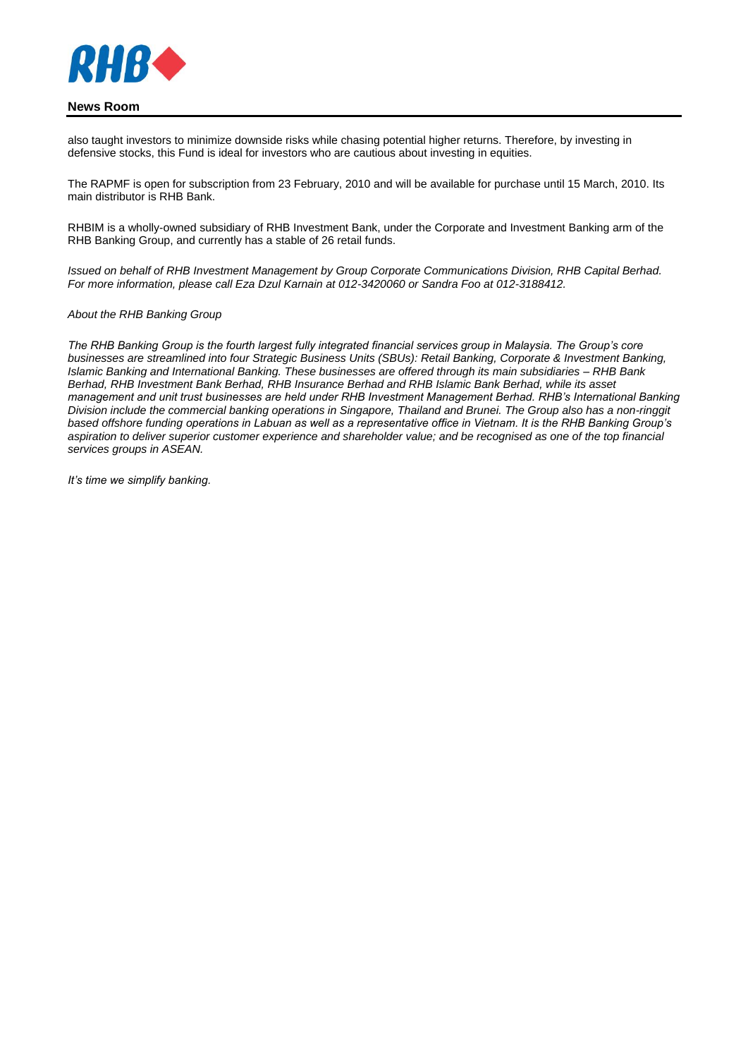also taught investors to minimize downside risks while chasing potential higher returns. Therefore, by investing in defensive stocks, this Fund is ideal for investors who are cautious about investing in equities.

The RAPMF is open for subscription from 23 February, 2010 and will be available for purchase until 15 March, 2010. Its main distributor is RHB Bank.

RHBIM is a wholly-owned subsidiary of RHB Investment Bank, under the Corporate and Investment Banking arm of the RHB Banking Group, and currently has a stable of 26 retail funds.

*Issued on behalf of RHB Investment Management by Group Corporate Communications Division, RHB Capital Berhad. For more information, please call Eza Dzul Karnain at 012-3420060 or Sandra Foo at 012-3188412.*

*About the RHB Banking Group*

*The RHB Banking Group is the fourth largest fully integrated financial services group in Malaysia. The Group's core businesses are streamlined into four Strategic Business Units (SBUs): Retail Banking, Corporate & Investment Banking, Islamic Banking and International Banking. These businesses are offered through its main subsidiaries – RHB Bank Berhad, RHB Investment Bank Berhad, RHB Insurance Berhad and RHB Islamic Bank Berhad, while its asset management and unit trust businesses are held under RHB Investment Management Berhad. RHB's International Banking Division include the commercial banking operations in Singapore, Thailand and Brunei. The Group also has a non-ringgit based offshore funding operations in Labuan as well as a representative office in Vietnam. It is the RHB Banking Group's aspiration to deliver superior customer experience and shareholder value; and be recognised as one of the top financial services groups in ASEAN.*

*It's time we simplify banking.*